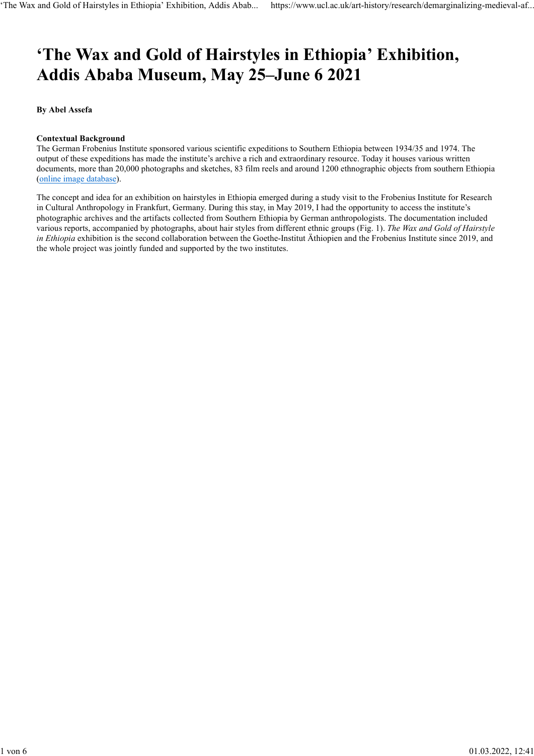# 'The Wax and Gold of Hairstyles in Ethiopia' Exhibition, Addis Ababa Museum, May 25–June 6 2021

**By Abel Assefa**

**Contextual Background**

The German Frobenius Institute sponsored various scientific expeditions to Southern Ethiopia between 1934/35 and 1974. The output of these expeditions has made the institute's archive a rich and extraordinary resource. Today it houses various written documents, more than 20,000 photographs and sketches, 83 film reels and around 1200 ethnographic objects from southern Ethiopia (online image database).

The concept and idea for an exhibition on hairstyles in Ethiopia emerged during a study visit to the Frobenius Institute for Research in Cultural Anthropology in Frankfurt, Germany. During this stay, in May 2019, I had the opportunity to access the institute's photographic archives and the artifacts collected from Southern Ethiopia by German anthropologists. The documentation included various reports, accompanied by photographs, about hair styles from different ethnic groups (Fig. 1). *The Wax and Gold of Hairstyle in Ethiopia* exhibition is the second collaboration between the Goethe-Institut Äthiopien and the Frobenius Institute since 2019, and the whole project was jointly funded and supported by the two institutes.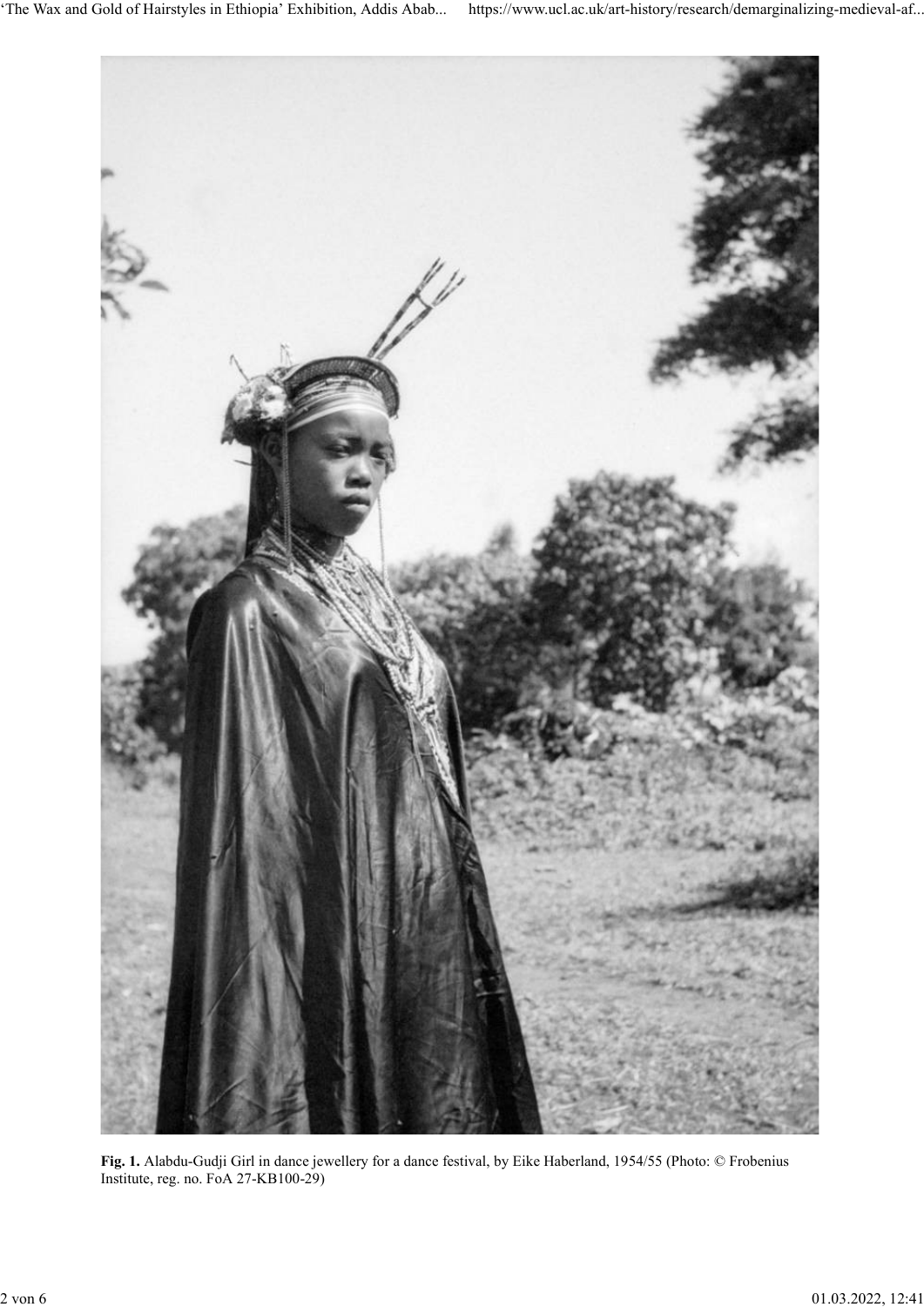**Fig. 1.** Alabdu-Gudji Girl in dance jewellery for a dance festival, by Eike Haberland, 1954/55 (Photo: © Frobenius Institute, reg. no. FoA 27-KB100-29)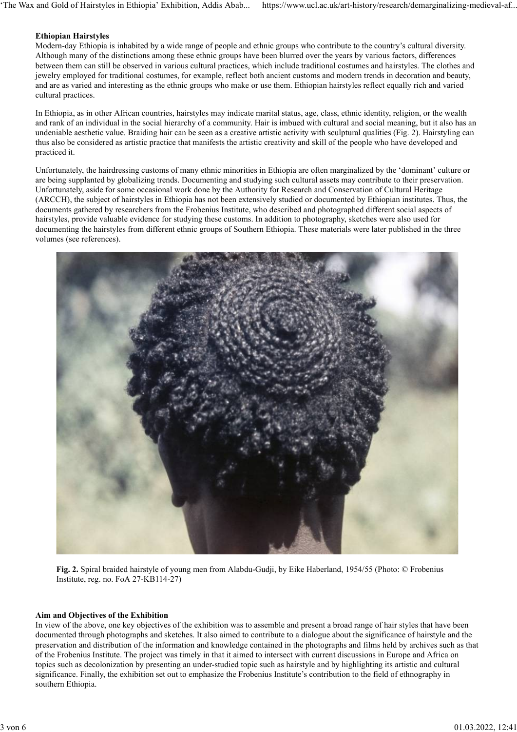**Ethiopian Hairstyles**

Modern-day Ethiopia is inhabited by a wide range of people and ethnic groups who contribute to the country's cultural diversity. Although many of the distinctions among these ethnic groups have been blurred over the years by various factors, differences between them can still be observed in various cultural practices, which include traditional costumes and hairstyles. The clothes and jewelry employed for traditional costumes, for example, reflect both ancient customs and modern trends in decoration and beauty, and are as varied and interesting as the ethnic groups who make or use them. Ethiopian hairstyles reflect equally rich and varied cultural practices.

In Ethiopia, as in other African countries, hairstyles may indicate marital status, age, class, ethnic identity, religion, or the wealth and rank of an individual in the social hierarchy of a community. Hair is imbued with cultural and social meaning, but it also has an undeniable aesthetic value. Braiding hair can be seen as a creative artistic activity with sculptural qualities (Fig. 2). Hairstyling can thus also be considered as artistic practice that manifests the artistic creativity and skill of the people who have developed and practiced it.

Unfortunately, the hairdressing customs of many ethnic minorities in Ethiopia are often marginalized by the 'dominant' culture or are being supplanted by globalizing trends. Documenting and studying such cultural assets may contribute to their preservation. Unfortunately, aside for some occasional work done by the Authority for Research and Conservation of Cultural Heritage (ARCCH), the subject of hairstyles in Ethiopia has not been extensively studied or documented by Ethiopian institutes. Thus, the documents gathered by researchers from the Frobenius Institute, who described and photographed different social aspects of hairstyles, provide valuable evidence for studying these customs. In addition to photography, sketches were also used for documenting the hairstyles from different ethnic groups of Southern Ethiopia. These materials were later published in the three volumes (see references).

**Fig. 2.** Spiral braided hairstyle of young men from Alabdu-Gudji, by Eike Haberland, 1954/55 (Photo: © Frobenius Institute, reg. no. FoA 27-KB114-27)

**Aim and Objectives of the Exhibition**

In view of the above, one key objectives of the exhibition was to assemble and present a broad range of hair styles that have been documented through photographs and sketches. It also aimed to contribute to a dialogue about the significance of hairstyle and the preservation and distribution of the information and knowledge contained in the photographs and films held by archives such as that of the Frobenius Institute. The project was timely in that it aimed to intersect with current discussions in Europe and Africa on topics such as decolonization by presenting an under-studied topic such as hairstyle and by highlighting its artistic and cultural significance. Finally, the exhibition set out to emphasize the Frobenius Institute's contribution to the field of ethnography in southern Ethiopia.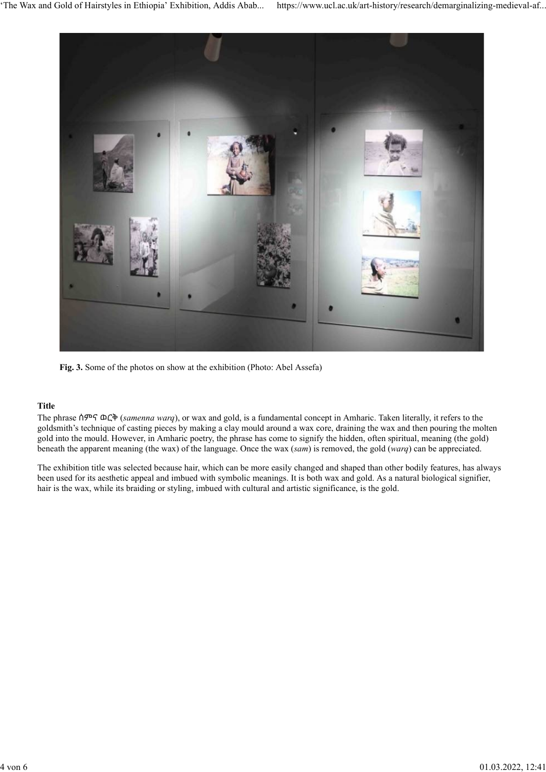**Fig. 3.** Some of the photos on show at the exhibition (Photo: Abel Assefa)

## Title

The phrase ሰምና ወርቅ (*samenna warq*), or wax and gold, is a fundamental concept in Amharic. Taken literally, it refers to the goldsmith's technique of casting pieces by making a clay mould around a wax core, draining the wax and then pouring the molten gold into the mould. However, in Amharic poetry, the phrase has come to signify the hidden, often spiritual, meaning (the gold) beneath the apparent meaning (the wax) of the language. Once the wax (*sam*) is removed, the gold (*warq*) can be appreciated.

The exhibition title was selected because hair, which can be more easily changed and shaped than other bodily features, has always been used for its aesthetic appeal and imbued with symbolic meanings. It is both wax and gold. As a natural biological signifier, hair is the wax, while its braiding or styling, imbued with cultural and artistic significance, is the gold.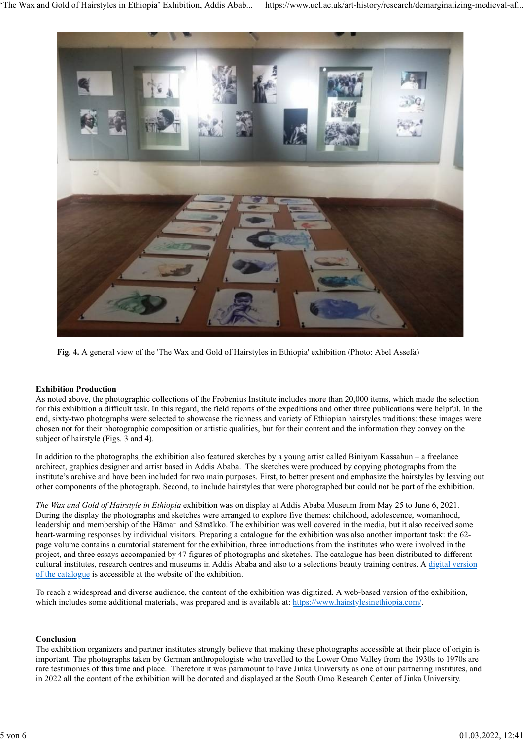**Fig. 4.** A general view of the 'The Wax and Gold of Hairstyles in Ethiopia' exhibition (Photo: Abel Assefa)

**Exhibition Production**

As noted above, the photographic collections of the Frobenius Institute includes more than 20,000 items, which made the selection for this exhibition a difficult task. In this regard, the field reports of the expeditions and other three publications were helpful. In the end, sixty-two photographs were selected to showcase the richness and variety of Ethiopian hairstyles traditions: these images were chosen not for their photographic composition or artistic qualities, but for their content and the information they convey on the subject of hairstyle (Figs. 3 and 4).

In addition to the photographs, the exhibition also featured sketches by a young artist called Biniyam Kassahun – a freelance architect, graphics designer and artist based in Addis Ababa. The sketches were produced by copying photographs from the institute's archive and have been included for two main purposes. First, to better present and emphasize the hairstyles by leaving out other components of the photograph. Second, to include hairstyles that were photographed but could not be part of the exhibition.

*The Wax and Gold of Hairstyle in Ethiopia* exhibition was on display at Addis Ababa Museum from May 25 to June 6, 2021. During the display the photographs and sketches were arranged to explore five themes: childhood, adolescence, womanhood, leadership and membership of the Hāmar and Sāmākko. The exhibition was well covered in the media, but it also received some heart-warming responses by individual visitors. Preparing a catalogue for the exhibition was also another important task: the 62-page volume contains a curatorial statement for the exhibition, three introductions from the institutes who were involved in the project, and three essays accompanied by 47 figures of photographs and sketches. The catalogue has been distributed to different cultural institutes, research centres and museums in Addis Ababa and also to a selections beauty training centres. A [digital version of the catalogue](#) is accessible at the website of the exhibition.

To reach a widespread and diverse audience, the content of the exhibition was digitized. A web-based version of the exhibition, which includes some additional materials, was prepared and is available at: https://www.hairstylesinethiopia.com/.

**Conclusion**

The exhibition organizers and partner institutes strongly believe that making these photographs accessible at their place of origin is important. The photographs taken by German anthropologists who travelled to the Lower Omo Valley from the 1930s to 1970s are rare testimonies of this time and place. Therefore it was paramount to have Jinka University as one of our partnering institutes, and in 2022 all the content of the exhibition will be donated and displayed at the South Omo Research Center of Jinka University.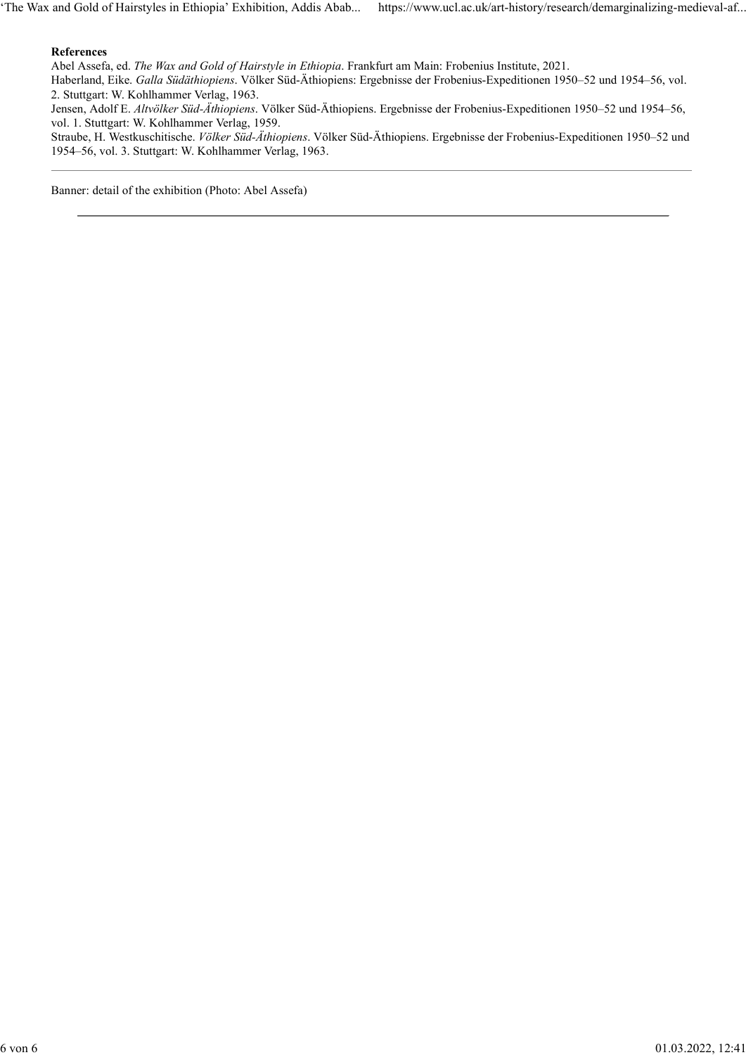**References**

Abel Assefa, ed. *The Wax and Gold of Hairstyle in Ethiopia*. Frankfurt am Main: Frobenius Institute, 2021.

Haberland, Eike. *Galla Südäthiopiens*. Völker Süd-Äthiopiens: Ergebnisse der Frobenius-Expeditionen 1950–52 und 1954–56, vol. 2. Stuttgart: W. Kohlhammer Verlag, 1963.

Jensen, Adolf E. *Altvölker Süd-Äthiopiens*. Völker Süd-Äthiopiens. Ergebnisse der Frobenius-Expeditionen 1950–52 und 1954–56, vol. 1. Stuttgart: W. Kohlhammer Verlag, 1959.

Straube, H. Westkuschitische. *Völker Süd-Äthiopiens*. Völker Süd-Äthiopiens. Ergebnisse der Frobenius-Expeditionen 1950–52 und 1954–56, vol. 3. Stuttgart: W. Kohlhammer Verlag, 1963.

---

Banner: detail of the exhibition (Photo: Abel Assefa)